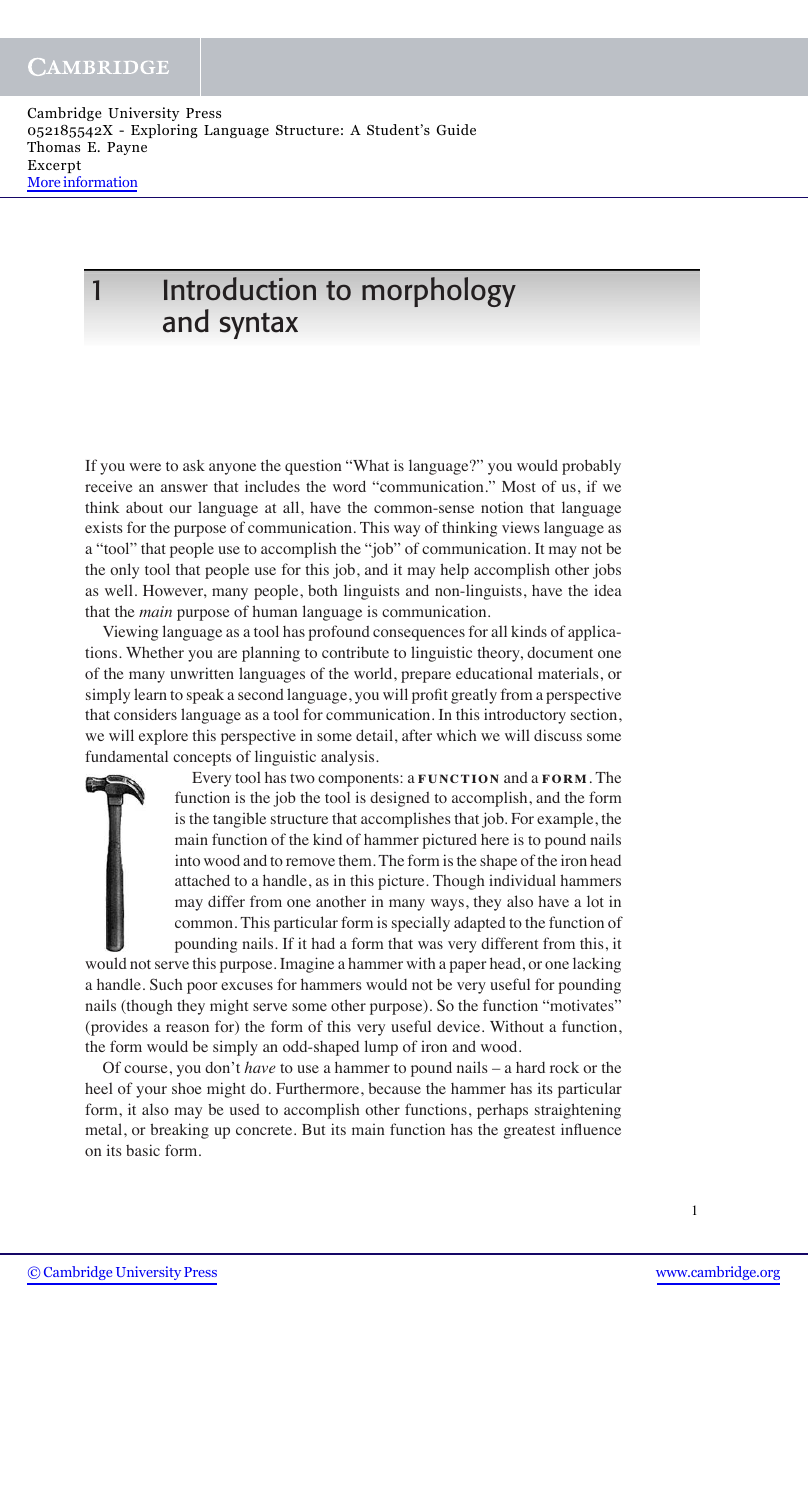# 1 Introduction to morphology and syntax

If you were to ask anyone the question "What is language?" you would probably receive an answer that includes the word "communication." Most of us, if we think about our language at all, have the common-sense notion that language exists for the purpose of communication. This way of thinking views language as a "tool" that people use to accomplish the "job" of communication. It may not be the only tool that people use for this job, and it may help accomplish other jobs as well. However, many people, both linguists and non-linguists, have the idea that the *main* purpose of human language is communication.

Viewing language as a tool has profound consequences for all kinds of applications. Whether you are planning to contribute to linguistic theory, document one of the many unwritten languages of the world, prepare educational materials, or simply learn to speak a second language, you will profit greatly from a perspective that considers language as a tool for communication. In this introductory section, we will explore this perspective in some detail, after which we will discuss some fundamental concepts of linguistic analysis.

Every tool has two components: a **FUNCTION** and a **FORM**. The function is the job the tool is designed to accomplish, and the form is the tangible structure that accomplishes that job. For example, the main function of the kind of hammer pictured here is to pound nails into wood and to remove them. The form is the shape of the iron head attached to a handle, as in this picture. Though individual hammers may differ from one another in many ways, they also have a lot in common. This particular form is specially adapted to the function of pounding nails. If it had a form that was very different from this, it would not serve this purpose. Imagine a hammer with a paper head, or one lacking a handle. Such poor excuses for hammers would not be very useful for pounding nails (though they might serve some other purpose). So the function "motivates" (provides a reason for) the form of this very useful device. Without a function, the form would be simply an odd-shaped lump of iron and wood.

Of course, you don't *have* to use a hammer to pound nails – a hard rock or the heel of your shoe might do. Furthermore, because the hammer has its particular form, it also may be used to accomplish other functions, perhaps straightening metal, or breaking up concrete. But its main function has the greatest influence on its basic form.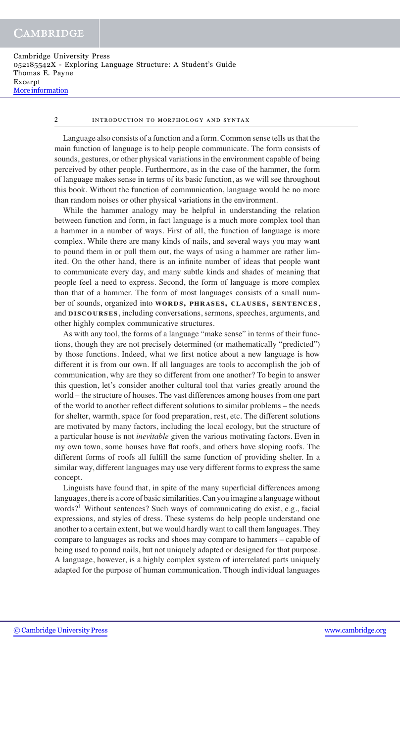Language also consists of a function and a form. Common sense tells us that the main function of language is to help people communicate. The form consists of sounds, gestures, or other physical variations in the environment capable of being perceived by other people. Furthermore, as in the case of the hammer, the form of language makes sense in terms of its basic function, as we will see throughout this book. Without the function of communication, language would be no more than random noises or other physical variations in the environment.

While the hammer analogy may be helpful in understanding the relation between function and form, in fact language is a much more complex tool than a hammer in a number of ways. First of all, the function of language is more complex. While there are many kinds of nails, and several ways you may want to pound them in or pull them out, the ways of using a hammer are rather limited. On the other hand, there is an infinite number of ideas that people want to communicate every day, and many subtle kinds and shades of meaning that people feel a need to express. Second, the form of language is more complex than that of a hammer. The form of most languages consists of a small number of sounds, organized into **words, phrases, clauses, sentences**, and **discourses**, including conversations, sermons, speeches, arguments, and other highly complex communicative structures.

As with any tool, the forms of a language "make sense" in terms of their functions, though they are not precisely determined (or mathematically "predicted") by those functions. Indeed, what we first notice about a new language is how different it is from our own. If all languages are tools to accomplish the job of communication, why are they so different from one another? To begin to answer this question, let's consider another cultural tool that varies greatly around the world – the structure of houses. The vast differences among houses from one part of the world to another reflect different solutions to similar problems – the needs for shelter, warmth, space for food preparation, rest, etc. The different solutions are motivated by many factors, including the local ecology, but the structure of a particular house is not *inevitable* given the various motivating factors. Even in my own town, some houses have flat roofs, and others have sloping roofs. The different forms of roofs all fulfill the same function of providing shelter. In a similar way, different languages may use very different forms to express the same concept.

Linguists have found that, in spite of the many superficial differences among languages, there is a core of basic similarities. Can you imagine a language without words?[1] Without sentences? Such ways of communicating do exist, e.g., facial expressions, and styles of dress. These systems do help people understand one another to a certain extent, but we would hardly want to call them languages. They compare to languages as rocks and shoes may compare to hammers – capable of being used to pound nails, but not uniquely adapted or designed for that purpose. A language, however, is a highly complex system of interrelated parts uniquely adapted for the purpose of human communication. Though individual languages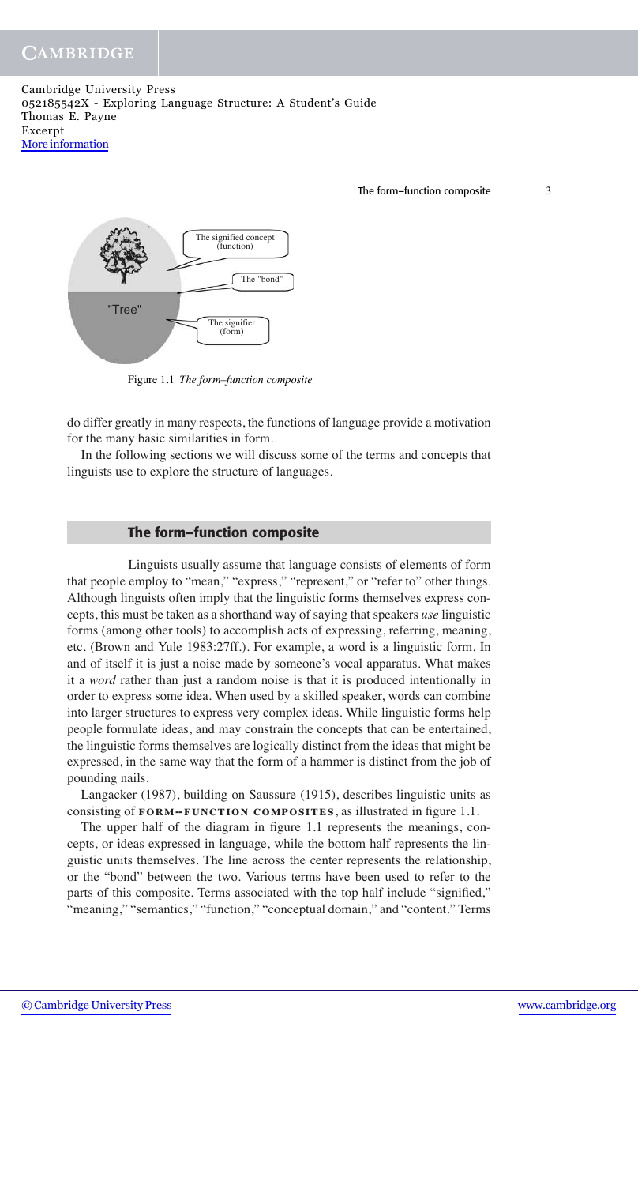The signified concept (function)

The "bond"

"Tree"

The signifier (form)

Figure 1.1 *The form–function composite*

do differ greatly in many respects, the functions of language provide a motivation for the many basic similarities in form.

In the following sections we will discuss some of the terms and concepts that linguists use to explore the structure of languages.

## The form–function composite

Linguists usually assume that language consists of elements of form that people employ to "mean," "express," "represent," or "refer to" other things. Although linguists often imply that the linguistic forms themselves express concepts, this must be taken as a shorthand way of saying that speakers *use* linguistic forms (among other tools) to accomplish acts of expressing, referring, meaning, etc. (Brown and Yule 1983:27ff.). For example, a word is a linguistic form. In and of itself it is just a noise made by someone's vocal apparatus. What makes it a *word* rather than just a random noise is that it is produced intentionally in order to express some idea. When used by a skilled speaker, words can combine into larger structures to express very complex ideas. While linguistic forms help people formulate ideas, and may constrain the concepts that can be entertained, the linguistic forms themselves are logically distinct from the ideas that might be expressed, in the same way that the form of a hammer is distinct from the job of pounding nails.

Langacker (1987), building on Saussure (1915), describes linguistic units as consisting of **FORM–FUNCTION COMPOSITES**, as illustrated in figure 1.1.

The upper half of the diagram in figure 1.1 represents the meanings, concepts, or ideas expressed in language, while the bottom half represents the linguistic units themselves. The line across the center represents the relationship, or the "bond" between the two. Various terms have been used to refer to the parts of this composite. Terms associated with the top half include "signified," "meaning," "semantics," "function," "conceptual domain," and "content." Terms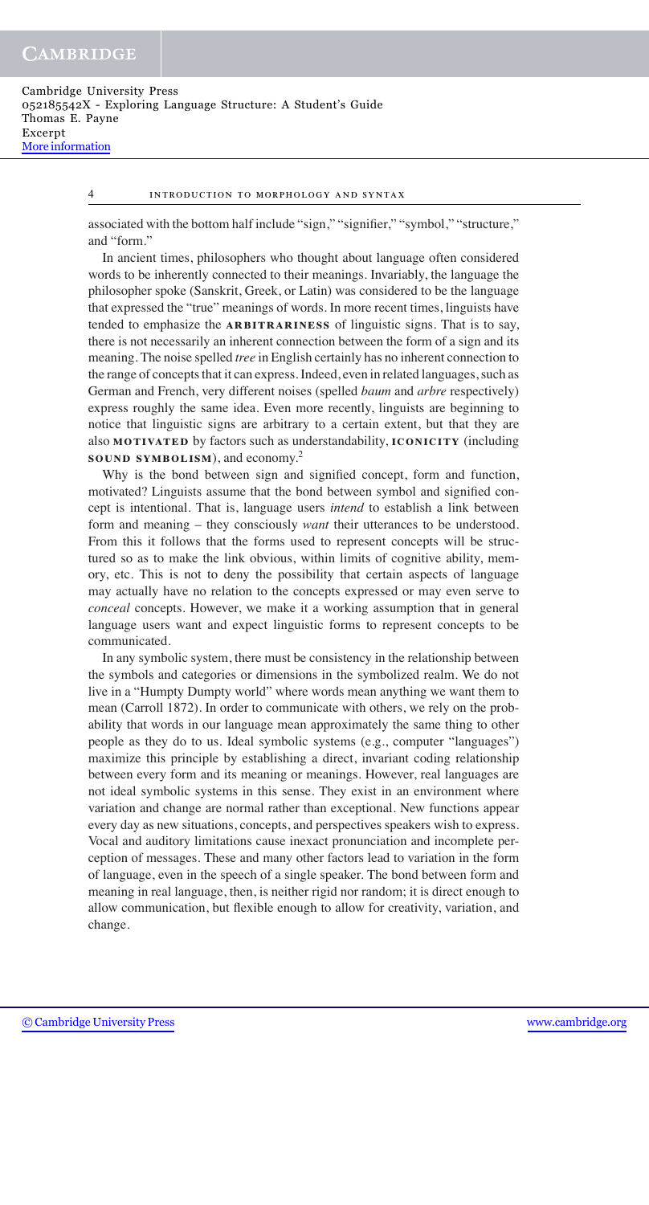associated with the bottom half include "sign," "signifier," "symbol," "structure," and "form."

In ancient times, philosophers who thought about language often considered words to be inherently connected to their meanings. Invariably, the language the philosopher spoke (Sanskrit, Greek, or Latin) was considered to be the language that expressed the "true" meanings of words. In more recent times, linguists have tended to emphasize the **ARBITRARINESS** of linguistic signs. That is to say, there is not necessarily an inherent connection between the form of a sign and its meaning. The noise spelled *tree* in English certainly has no inherent connection to the range of concepts that it can express. Indeed, even in related languages, such as German and French, very different noises (spelled *baum* and *arbre* respectively) express roughly the same idea. Even more recently, linguists are beginning to notice that linguistic signs are arbitrary to a certain extent, but that they are also **MOTIVATED** by factors such as understandability, **ICONICITY** (including **SOUND SYMBOLISM**), and economy.[2]

Why is the bond between sign and signified concept, form and function, motivated? Linguists assume that the bond between symbol and signified concept is intentional. That is, language users *intend* to establish a link between form and meaning – they consciously *want* their utterances to be understood. From this it follows that the forms used to represent concepts will be structured so as to make the link obvious, within limits of cognitive ability, memory, etc. This is not to deny the possibility that certain aspects of language may actually have no relation to the concepts expressed or may even serve to *conceal* concepts. However, we make it a working assumption that in general language users want and expect linguistic forms to represent concepts to be communicated.

In any symbolic system, there must be consistency in the relationship between the symbols and categories or dimensions in the symbolized realm. We do not live in a "Humpty Dumpty world" where words mean anything we want them to mean (Carroll 1872). In order to communicate with others, we rely on the probability that words in our language mean approximately the same thing to other people as they do to us. Ideal symbolic systems (e.g., computer "languages") maximize this principle by establishing a direct, invariant coding relationship between every form and its meaning or meanings. However, real languages are not ideal symbolic systems in this sense. They exist in an environment where variation and change are normal rather than exceptional. New functions appear every day as new situations, concepts, and perspectives speakers wish to express. Vocal and auditory limitations cause inexact pronunciation and incomplete perception of messages. These and many other factors lead to variation in the form of language, even in the speech of a single speaker. The bond between form and meaning in real language, then, is neither rigid nor random; it is direct enough to allow communication, but flexible enough to allow for creativity, variation, and change.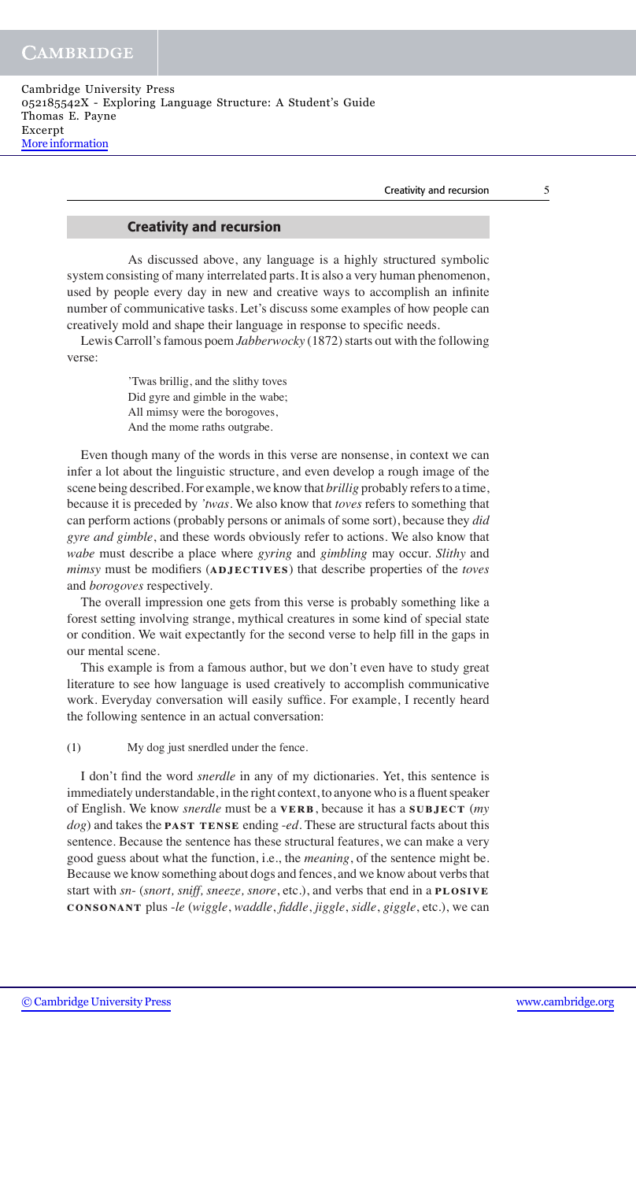## Creativity and recursion

As discussed above, any language is a highly structured symbolic system consisting of many interrelated parts. It is also a very human phenomenon, used by people every day in new and creative ways to accomplish an infinite number of communicative tasks. Let's discuss some examples of how people can creatively mold and shape their language in response to specific needs.

Lewis Carroll's famous poem *Jabberwocky* (1872) starts out with the following verse:

> 'Twas brillig, and the slithy toves
> Did gyre and gimble in the wabe;
> All mimsy were the borogoves,
> And the mome raths outgrabe.

Even though many of the words in this verse are nonsense, in context we can infer a lot about the linguistic structure, and even develop a rough image of the scene being described. For example, we know that *brillig* probably refers to a time, because it is preceded by *'twas*. We also know that *toves* refers to something that can perform actions (probably persons or animals of some sort), because they *did gyre and gimble*, and these words obviously refer to actions. We also know that *wabe* must describe a place where *gyring* and *gimbling* may occur. *Slithy* and *mimsy* must be modifiers (**adjectives**) that describe properties of the *toves* and *borogoves* respectively.

The overall impression one gets from this verse is probably something like a forest setting involving strange, mythical creatures in some kind of special state or condition. We wait expectantly for the second verse to help fill in the gaps in our mental scene.

This example is from a famous author, but we don't even have to study great literature to see how language is used creatively to accomplish communicative work. Everyday conversation will easily suffice. For example, I recently heard the following sentence in an actual conversation:

(1) My dog just snerdled under the fence.

I don't find the word *snerdle* in any of my dictionaries. Yet, this sentence is immediately understandable, in the right context, to anyone who is a fluent speaker of English. We know *snerdle* must be a **verb**, because it has a **subject** (*my dog*) and takes the **past tense** ending *-ed*. These are structural facts about this sentence. Because the sentence has these structural features, we can make a very good guess about what the function, i.e., the *meaning*, of the sentence might be. Because we know something about dogs and fences, and we know about verbs that start with *sn-* (*snort, sniff, sneeze, snore*, etc.), and verbs that end in a **plosive consonant** plus *-le* (*wiggle*, *waddle*, *fiddle*, *jiggle*, *sidle*, *giggle*, etc.), we can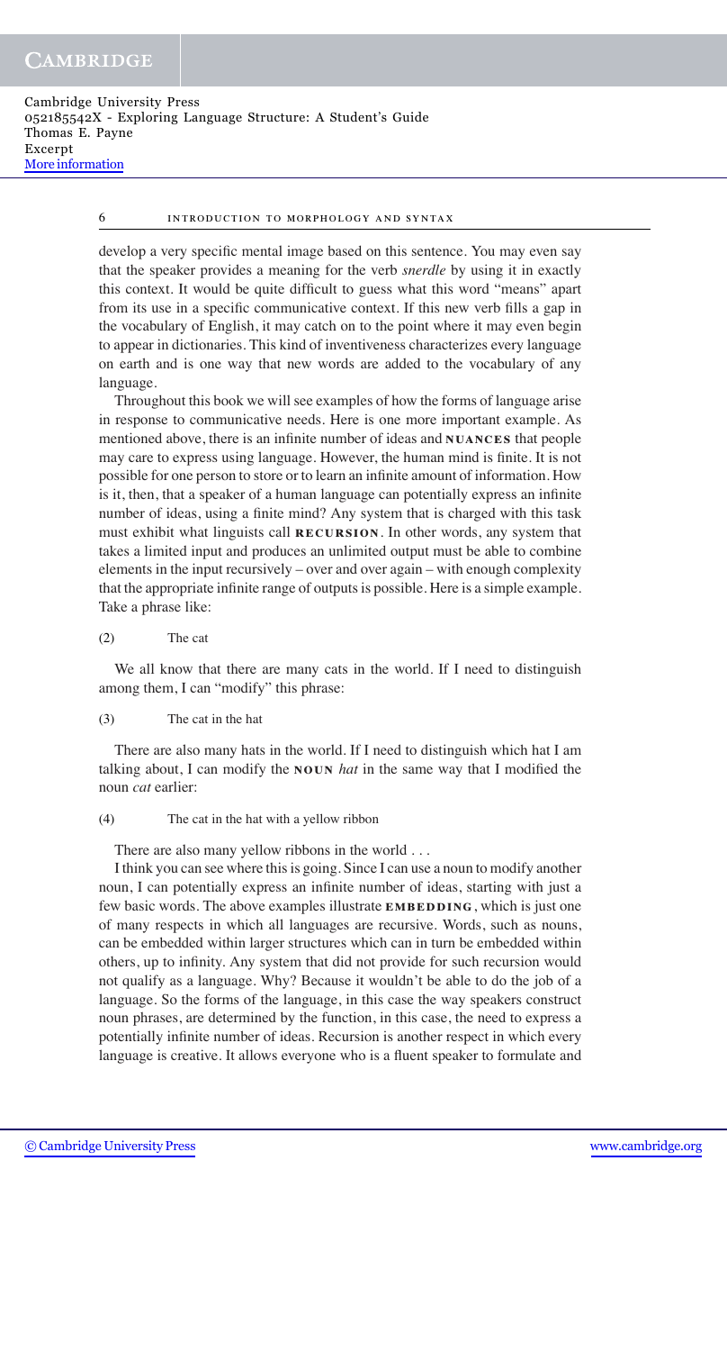develop a very specific mental image based on this sentence. You may even say that the speaker provides a meaning for the verb *snerdle* by using it in exactly this context. It would be quite difficult to guess what this word "means" apart from its use in a specific communicative context. If this new verb fills a gap in the vocabulary of English, it may catch on to the point where it may even begin to appear in dictionaries. This kind of inventiveness characterizes every language on earth and is one way that new words are added to the vocabulary of any language.

Throughout this book we will see examples of how the forms of language arise in response to communicative needs. Here is one more important example. As mentioned above, there is an infinite number of ideas and **nuances** that people may care to express using language. However, the human mind is finite. It is not possible for one person to store or to learn an infinite amount of information. How is it, then, that a speaker of a human language can potentially express an infinite number of ideas, using a finite mind? Any system that is charged with this task must exhibit what linguists call **recursion**. In other words, any system that takes a limited input and produces an unlimited output must be able to combine elements in the input recursively – over and over again – with enough complexity that the appropriate infinite range of outputs is possible. Here is a simple example. Take a phrase like:

(2) The cat

We all know that there are many cats in the world. If I need to distinguish among them, I can "modify" this phrase:

(3) The cat in the hat

There are also many hats in the world. If I need to distinguish which hat I am talking about, I can modify the **noun** *hat* in the same way that I modified the noun *cat* earlier:

(4) The cat in the hat with a yellow ribbon

There are also many yellow ribbons in the world . . .

I think you can see where this is going. Since I can use a noun to modify another noun, I can potentially express an infinite number of ideas, starting with just a few basic words. The above examples illustrate **embedding**, which is just one of many respects in which all languages are recursive. Words, such as nouns, can be embedded within larger structures which can in turn be embedded within others, up to infinity. Any system that did not provide for such recursion would not qualify as a language. Why? Because it wouldn't be able to do the job of a language. So the forms of the language, in this case the way speakers construct noun phrases, are determined by the function, in this case, the need to express a potentially infinite number of ideas. Recursion is another respect in which every language is creative. It allows everyone who is a fluent speaker to formulate and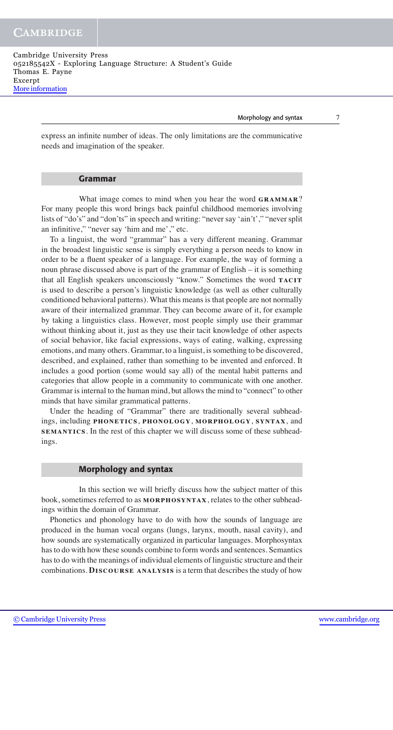express an infinite number of ideas. The only limitations are the communicative needs and imagination of the speaker.

## Grammar

What image comes to mind when you hear the word **GRAMMAR**? For many people this word brings back painful childhood memories involving lists of "do's" and "don'ts" in speech and writing: "never say 'ain't'," "never split an infinitive," "never say 'him and me'," etc.

To a linguist, the word "grammar" has a very different meaning. Grammar in the broadest linguistic sense is simply everything a person needs to know in order to be a fluent speaker of a language. For example, the way of forming a noun phrase discussed above is part of the grammar of English – it is something that all English speakers unconsciously "know." Sometimes the word **TACIT** is used to describe a person's linguistic knowledge (as well as other culturally conditioned behavioral patterns). What this means is that people are not normally aware of their internalized grammar. They can become aware of it, for example by taking a linguistics class. However, most people simply use their grammar without thinking about it, just as they use their tacit knowledge of other aspects of social behavior, like facial expressions, ways of eating, walking, expressing emotions, and many others. Grammar, to a linguist, is something to be discovered, described, and explained, rather than something to be invented and enforced. It includes a good portion (some would say all) of the mental habit patterns and categories that allow people in a community to communicate with one another. Grammar is internal to the human mind, but allows the mind to "connect" to other minds that have similar grammatical patterns.

Under the heading of "Grammar" there are traditionally several subheadings, including **PHONETICS**, **PHONOLOGY**, **MORPHOLOGY**, **SYNTAX**, and **SEMANTICS**. In the rest of this chapter we will discuss some of these subheadings.

## Morphology and syntax

In this section we will briefly discuss how the subject matter of this book, sometimes referred to as **MORPHOSYNTAX**, relates to the other subheadings within the domain of Grammar.

Phonetics and phonology have to do with how the sounds of language are produced in the human vocal organs (lungs, larynx, mouth, nasal cavity), and how sounds are systematically organized in particular languages. Morphosyntax has to do with how these sounds combine to form words and sentences. Semantics has to do with the meanings of individual elements of linguistic structure and their combinations. **DISCOURSE ANALYSIS** is a term that describes the study of how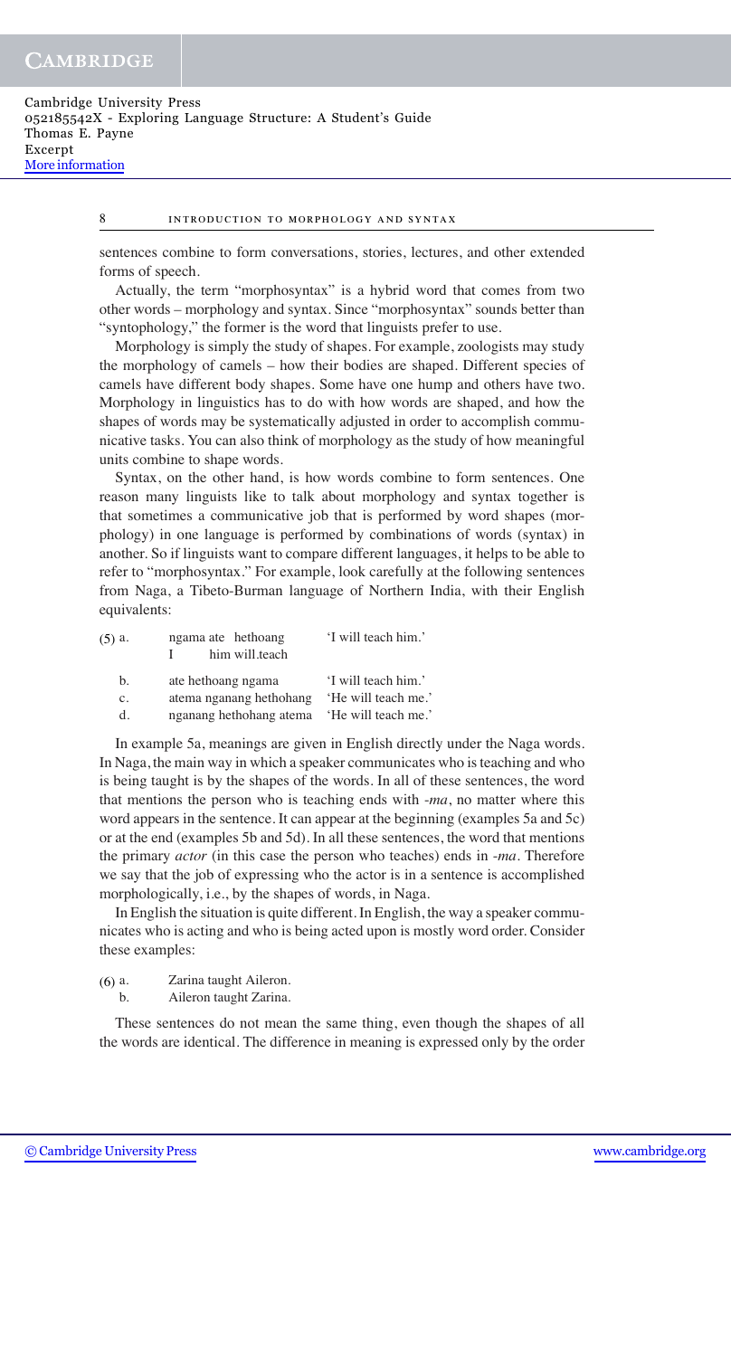sentences combine to form conversations, stories, lectures, and other extended forms of speech.

Actually, the term "morphosyntax" is a hybrid word that comes from two other words – morphology and syntax. Since "morphosyntax" sounds better than "syntophology," the former is the word that linguists prefer to use.

Morphology is simply the study of shapes. For example, zoologists may study the morphology of camels – how their bodies are shaped. Different species of camels have different body shapes. Some have one hump and others have two. Morphology in linguistics has to do with how words are shaped, and how the shapes of words may be systematically adjusted in order to accomplish communicative tasks. You can also think of morphology as the study of how meaningful units combine to shape words.

Syntax, on the other hand, is how words combine to form sentences. One reason many linguists like to talk about morphology and syntax together is that sometimes a communicative job that is performed by word shapes (morphology) in one language is performed by combinations of words (syntax) in another. So if linguists want to compare different languages, it helps to be able to refer to "morphosyntax." For example, look carefully at the following sentences from Naga, a Tibeto-Burman language of Northern India, with their English equivalents:

(5) a. ngama ate hethoang — 'I will teach him.'
 I him will.teach

b. ate hethoang ngama — 'I will teach him.'

c. atema nganang hethohang — 'He will teach me.'

d. nganang hethohang atema — 'He will teach me.'

In example 5a, meanings are given in English directly under the Naga words. In Naga, the main way in which a speaker communicates who is teaching and who is being taught is by the shapes of the words. In all of these sentences, the word that mentions the person who is teaching ends with *-ma*, no matter where this word appears in the sentence. It can appear at the beginning (examples 5a and 5c) or at the end (examples 5b and 5d). In all these sentences, the word that mentions the primary *actor* (in this case the person who teaches) ends in *-ma*. Therefore we say that the job of expressing who the actor is in a sentence is accomplished morphologically, i.e., by the shapes of words, in Naga.

In English the situation is quite different. In English, the way a speaker communicates who is acting and who is being acted upon is mostly word order. Consider these examples:

(6) a. Zarina taught Aileron.

b. Aileron taught Zarina.

These sentences do not mean the same thing, even though the shapes of all the words are identical. The difference in meaning is expressed only by the order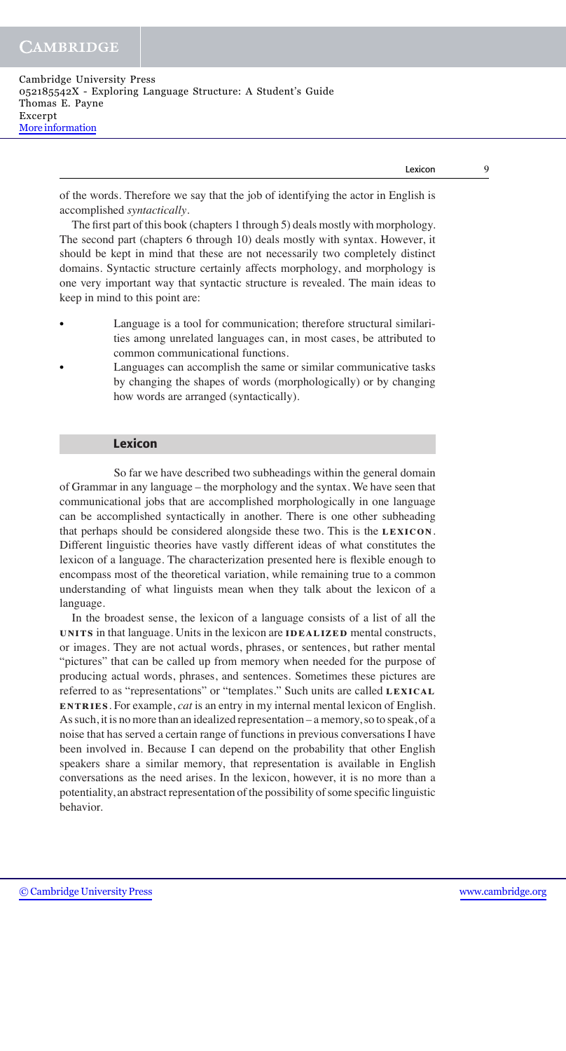of the words. Therefore we say that the job of identifying the actor in English is accomplished *syntactically*.

The first part of this book (chapters 1 through 5) deals mostly with morphology. The second part (chapters 6 through 10) deals mostly with syntax. However, it should be kept in mind that these are not necessarily two completely distinct domains. Syntactic structure certainly affects morphology, and morphology is one very important way that syntactic structure is revealed. The main ideas to keep in mind to this point are:

- Language is a tool for communication; therefore structural similarities among unrelated languages can, in most cases, be attributed to common communicational functions.
- Languages can accomplish the same or similar communicative tasks by changing the shapes of words (morphologically) or by changing how words are arranged (syntactically).

## Lexicon

So far we have described two subheadings within the general domain of Grammar in any language – the morphology and the syntax. We have seen that communicational jobs that are accomplished morphologically in one language can be accomplished syntactically in another. There is one other subheading that perhaps should be considered alongside these two. This is the **LEXICON**. Different linguistic theories have vastly different ideas of what constitutes the lexicon of a language. The characterization presented here is flexible enough to encompass most of the theoretical variation, while remaining true to a common understanding of what linguists mean when they talk about the lexicon of a language.

In the broadest sense, the lexicon of a language consists of a list of all the **UNITS** in that language. Units in the lexicon are **IDEALIZED** mental constructs, or images. They are not actual words, phrases, or sentences, but rather mental "pictures" that can be called up from memory when needed for the purpose of producing actual words, phrases, and sentences. Sometimes these pictures are referred to as "representations" or "templates." Such units are called **LEXICAL ENTRIES**. For example, *cat* is an entry in my internal mental lexicon of English. As such, it is no more than an idealized representation – a memory, so to speak, of a noise that has served a certain range of functions in previous conversations I have been involved in. Because I can depend on the probability that other English speakers share a similar memory, that representation is available in English conversations as the need arises. In the lexicon, however, it is no more than a potentiality, an abstract representation of the possibility of some specific linguistic behavior.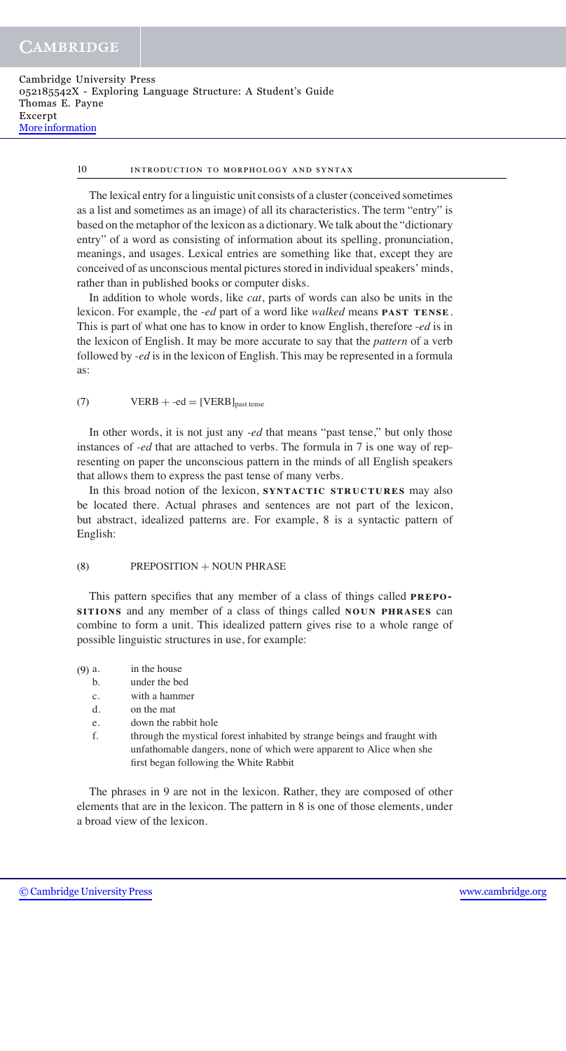The lexical entry for a linguistic unit consists of a cluster (conceived sometimes as a list and sometimes as an image) of all its characteristics. The term "entry" is based on the metaphor of the lexicon as a dictionary. We talk about the "dictionary entry" of a word as consisting of information about its spelling, pronunciation, meanings, and usages. Lexical entries are something like that, except they are conceived of as unconscious mental pictures stored in individual speakers' minds, rather than in published books or computer disks.

In addition to whole words, like *cat*, parts of words can also be units in the lexicon. For example, the *-ed* part of a word like *walked* means **PAST TENSE**. This is part of what one has to know in order to know English, therefore *-ed* is in the lexicon of English. It may be more accurate to say that the *pattern* of a verb followed by *-ed* is in the lexicon of English. This may be represented in a formula as:

(7) VERB + -ed = $[\text{VERB}]_{\text{past tense}}$

In other words, it is not just any *-ed* that means "past tense," but only those instances of *-ed* that are attached to verbs. The formula in 7 is one way of representing on paper the unconscious pattern in the minds of all English speakers that allows them to express the past tense of many verbs.

In this broad notion of the lexicon, **SYNTACTIC STRUCTURES** may also be located there. Actual phrases and sentences are not part of the lexicon, but abstract, idealized patterns are. For example, 8 is a syntactic pattern of English:

(8) PREPOSITION + NOUN PHRASE

This pattern specifies that any member of a class of things called **PREPOSITIONS** and any member of a class of things called **NOUN PHRASES** can combine to form a unit. This idealized pattern gives rise to a whole range of possible linguistic structures in use, for example:

(9) a. in the house
b. under the bed
c. with a hammer
d. on the mat
e. down the rabbit hole
f. through the mystical forest inhabited by strange beings and fraught with unfathomable dangers, none of which were apparent to Alice when she first began following the White Rabbit

The phrases in 9 are not in the lexicon. Rather, they are composed of other elements that are in the lexicon. The pattern in 8 is one of those elements, under a broad view of the lexicon.